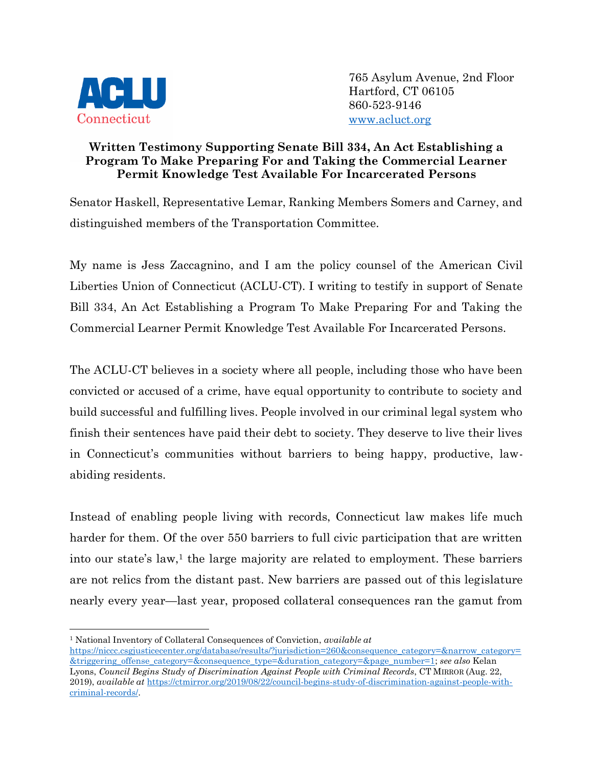ACLU Connecticut

765 Asylum Avenue, 2nd Floor
Hartford, CT 06105
860-523-9146
www.acluct.org

**Written Testimony Supporting Senate Bill 334, An Act Establishing a Program To Make Preparing For and Taking the Commercial Learner Permit Knowledge Test Available For Incarcerated Persons**

Senator Haskell, Representative Lemar, Ranking Members Somers and Carney, and distinguished members of the Transportation Committee.

My name is Jess Zaccagnino, and I am the policy counsel of the American Civil Liberties Union of Connecticut (ACLU-CT). I writing to testify in support of Senate Bill 334, An Act Establishing a Program To Make Preparing For and Taking the Commercial Learner Permit Knowledge Test Available For Incarcerated Persons.

The ACLU-CT believes in a society where all people, including those who have been convicted or accused of a crime, have equal opportunity to contribute to society and build successful and fulfilling lives. People involved in our criminal legal system who finish their sentences have paid their debt to society. They deserve to live their lives in Connecticut's communities without barriers to being happy, productive, law-abiding residents.

Instead of enabling people living with records, Connecticut law makes life much harder for them. Of the over 550 barriers to full civic participation that are written into our state's law,[1] the large majority are related to employment. These barriers are not relics from the distant past. New barriers are passed out of this legislature nearly every year—last year, proposed collateral consequences ran the gamut from

---

[1] National Inventory of Collateral Consequences of Conviction, *available at* https://niccc.csgjusticecenter.org/database/results/?jurisdiction=260&consequence_category=&narrow_category=&triggering_offense_category=&consequence_type=&duration_category=&page_number=1; *see also* Kelan Lyons, *Council Begins Study of Discrimination Against People with Criminal Records*, CT MIRROR (Aug. 22, 2019), *available at* https://ctmirror.org/2019/08/22/council-begins-study-of-discrimination-against-people-with-criminal-records/.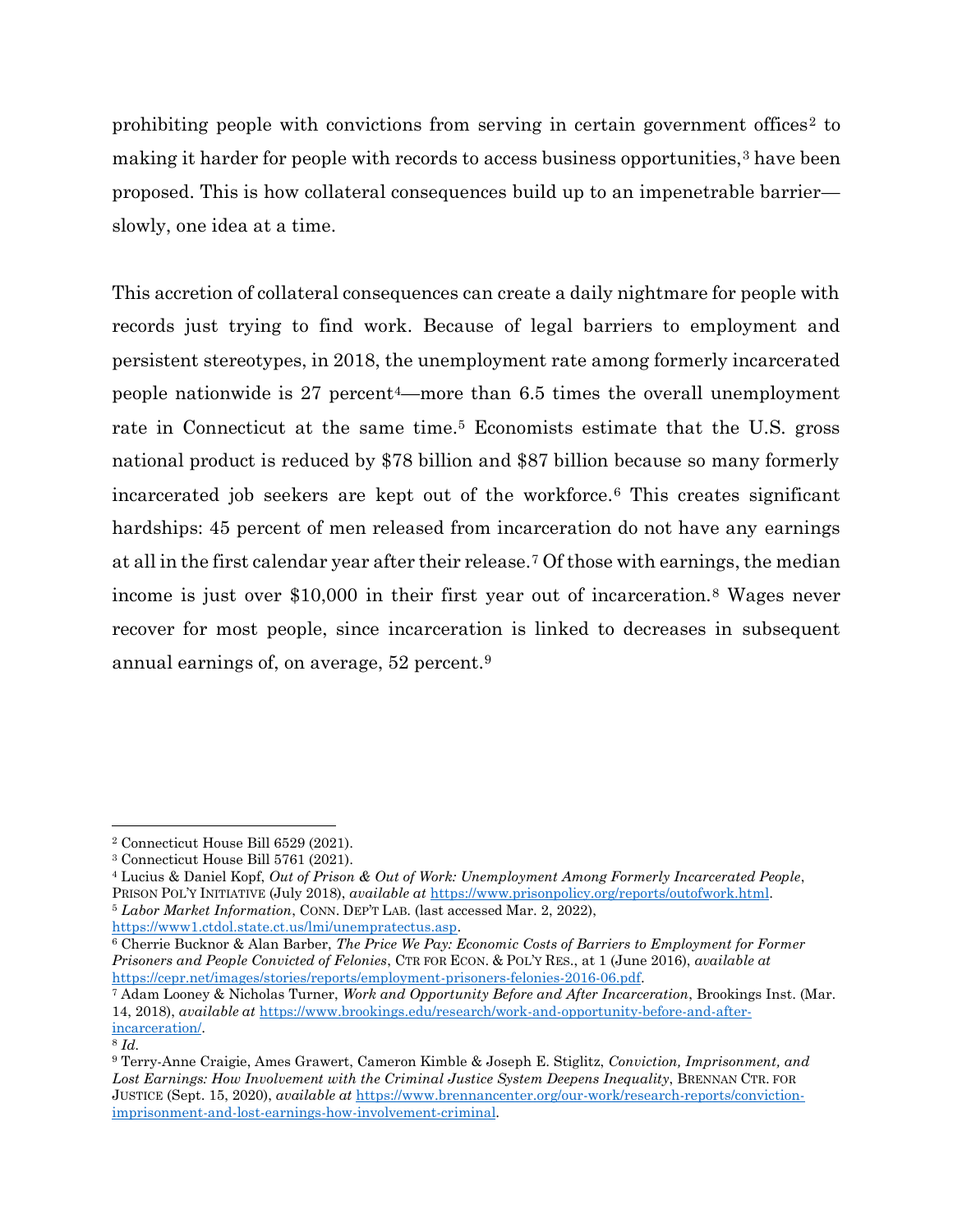prohibiting people with convictions from serving in certain government offices[2] to making it harder for people with records to access business opportunities,[3] have been proposed. This is how collateral consequences build up to an impenetrable barrier—slowly, one idea at a time.

This accretion of collateral consequences can create a daily nightmare for people with records just trying to find work. Because of legal barriers to employment and persistent stereotypes, in 2018, the unemployment rate among formerly incarcerated people nationwide is 27 percent[4]—more than 6.5 times the overall unemployment rate in Connecticut at the same time.[5] Economists estimate that the U.S. gross national product is reduced by $78 billion and $87 billion because so many formerly incarcerated job seekers are kept out of the workforce.[6] This creates significant hardships: 45 percent of men released from incarceration do not have any earnings at all in the first calendar year after their release.[7] Of those with earnings, the median income is just over $10,000 in their first year out of incarceration.[8] Wages never recover for most people, since incarceration is linked to decreases in subsequent annual earnings of, on average, 52 percent.[9]

---

[2] Connecticut House Bill 6529 (2021).

[3] Connecticut House Bill 5761 (2021).

[4] Lucius & Daniel Kopf, *Out of Prison & Out of Work: Unemployment Among Formerly Incarcerated People*, PRISON POL'Y INITIATIVE (July 2018), *available at* https://www.prisonpolicy.org/reports/outofwork.html.

[5] *Labor Market Information*, CONN. DEP'T LAB. (last accessed Mar. 2, 2022), https://www1.ctdol.state.ct.us/lmi/unempratectus.asp.

[6] Cherrie Bucknor & Alan Barber, *The Price We Pay: Economic Costs of Barriers to Employment for Former Prisoners and People Convicted of Felonies*, CTR FOR ECON. & POL'Y RES., at 1 (June 2016), *available at* https://cepr.net/images/stories/reports/employment-prisoners-felonies-2016-06.pdf.

[7] Adam Looney & Nicholas Turner, *Work and Opportunity Before and After Incarceration*, Brookings Inst. (Mar. 14, 2018), *available at* https://www.brookings.edu/research/work-and-opportunity-before-and-after-incarceration/.

[8] *Id.*

[9] Terry-Anne Craigie, Ames Grawert, Cameron Kimble & Joseph E. Stiglitz, *Conviction, Imprisonment, and Lost Earnings: How Involvement with the Criminal Justice System Deepens Inequality*, BRENNAN CTR. FOR JUSTICE (Sept. 15, 2020), *available at* https://www.brennancenter.org/our-work/research-reports/conviction-imprisonment-and-lost-earnings-how-involvement-criminal.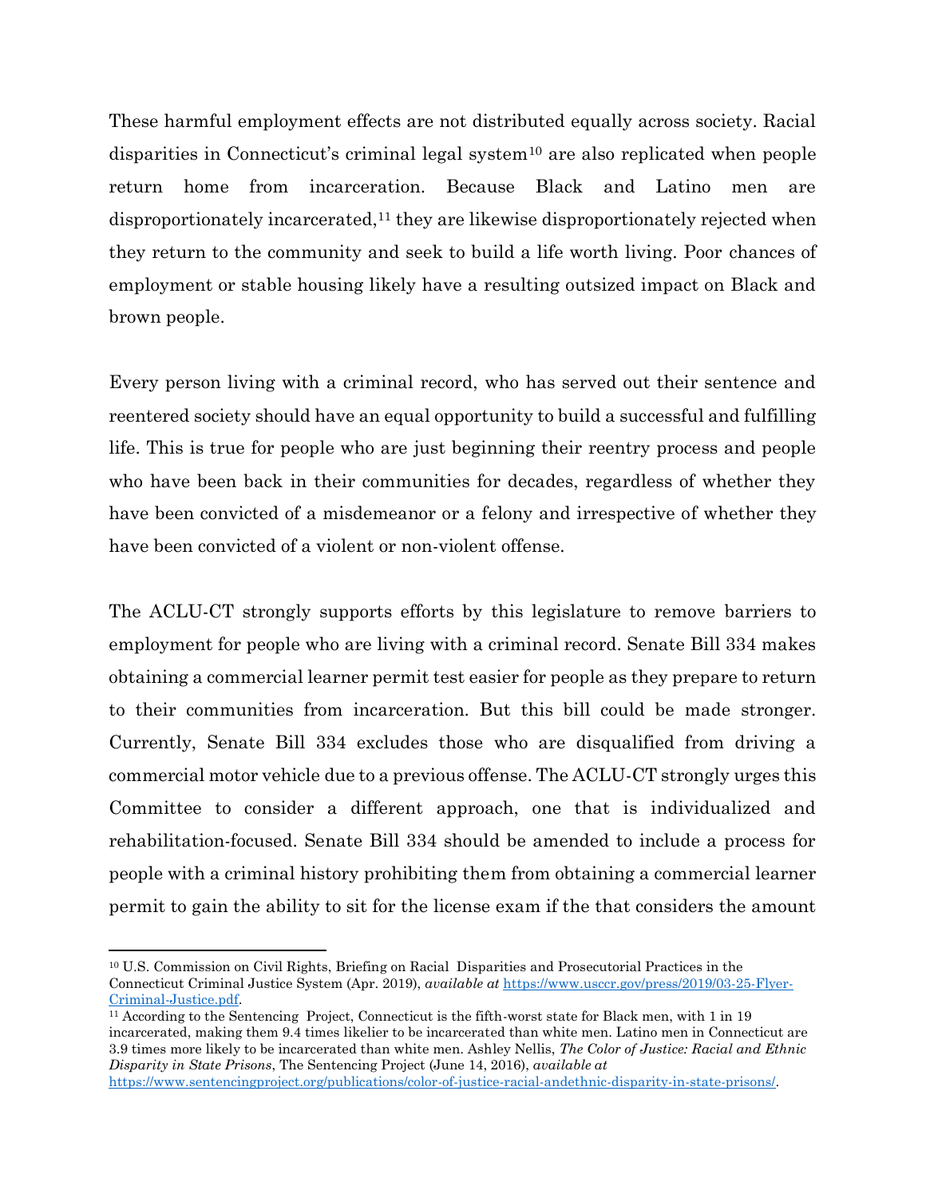These harmful employment effects are not distributed equally across society. Racial disparities in Connecticut's criminal legal system[10] are also replicated when people return home from incarceration. Because Black and Latino men are disproportionately incarcerated,[11] they are likewise disproportionately rejected when they return to the community and seek to build a life worth living. Poor chances of employment or stable housing likely have a resulting outsized impact on Black and brown people.

Every person living with a criminal record, who has served out their sentence and reentered society should have an equal opportunity to build a successful and fulfilling life. This is true for people who are just beginning their reentry process and people who have been back in their communities for decades, regardless of whether they have been convicted of a misdemeanor or a felony and irrespective of whether they have been convicted of a violent or non-violent offense.

The ACLU-CT strongly supports efforts by this legislature to remove barriers to employment for people who are living with a criminal record. Senate Bill 334 makes obtaining a commercial learner permit test easier for people as they prepare to return to their communities from incarceration. But this bill could be made stronger. Currently, Senate Bill 334 excludes those who are disqualified from driving a commercial motor vehicle due to a previous offense. The ACLU-CT strongly urges this Committee to consider a different approach, one that is individualized and rehabilitation-focused. Senate Bill 334 should be amended to include a process for people with a criminal history prohibiting them from obtaining a commercial learner permit to gain the ability to sit for the license exam if the that considers the amount

---

[10] U.S. Commission on Civil Rights, Briefing on Racial Disparities and Prosecutorial Practices in the Connecticut Criminal Justice System (Apr. 2019), *available at* [https://www.usccr.gov/press/2019/03-25-Flyer-Criminal-Justice.pdf](https://www.usccr.gov/press/2019/03-25-Flyer-Criminal-Justice.pdf).

[11] According to the Sentencing Project, Connecticut is the fifth-worst state for Black men, with 1 in 19 incarcerated, making them 9.4 times likelier to be incarcerated than white men. Latino men in Connecticut are 3.9 times more likely to be incarcerated than white men. Ashley Nellis, *The Color of Justice: Racial and Ethnic Disparity in State Prisons*, The Sentencing Project (June 14, 2016), *available at* [https://www.sentencingproject.org/publications/color-of-justice-racial-andethnic-disparity-in-state-prisons/](https://www.sentencingproject.org/publications/color-of-justice-racial-andethnic-disparity-in-state-prisons/).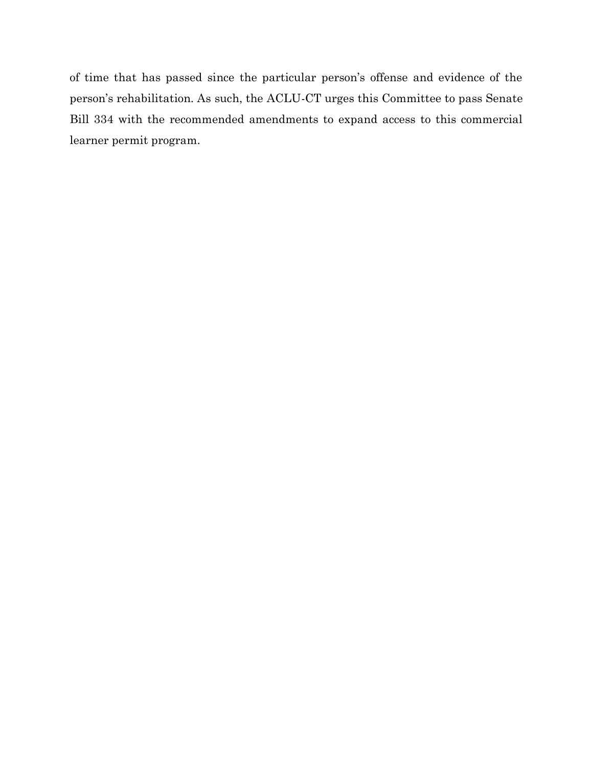of time that has passed since the particular person's offense and evidence of the person's rehabilitation. As such, the ACLU-CT urges this Committee to pass Senate Bill 334 with the recommended amendments to expand access to this commercial learner permit program.